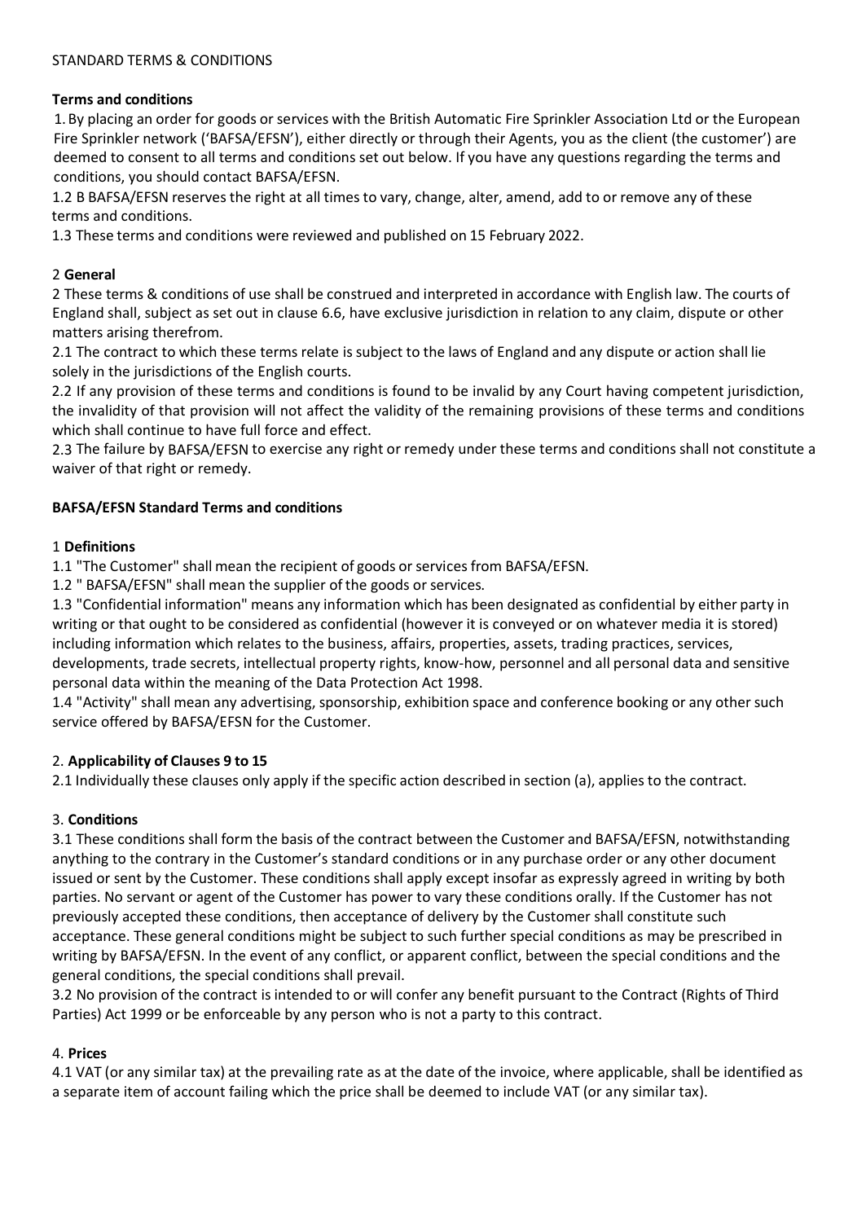STANDARD TERMS & CONDITIONS

**Terms and conditions**

1. By placing an order for goods or services with the British Automatic Fire Sprinkler Association Ltd or the European Fire Sprinkler network ('BAFSA/EFSN'), either directly or through their Agents, you as the client (the customer') are deemed to consent to all terms and conditions set out below. If you have any questions regarding the terms and conditions, you should contact BAFSA/EFSN.

1.2 B BAFSA/EFSN reserves the right at all times to vary, change, alter, amend, add to or remove any of these terms and conditions.

1.3 These terms and conditions were reviewed and published on 15 February 2022.

2 **General**

2 These terms & conditions of use shall be construed and interpreted in accordance with English law. The courts of England shall, subject as set out in clause 6.6, have exclusive jurisdiction in relation to any claim, dispute or other matters arising therefrom.

2.1 The contract to which these terms relate is subject to the laws of England and any dispute or action shall lie solely in the jurisdictions of the English courts.

2.2 If any provision of these terms and conditions is found to be invalid by any Court having competent jurisdiction, the invalidity of that provision will not affect the validity of the remaining provisions of these terms and conditions which shall continue to have full force and effect.

2.3 The failure by BAFSA/EFSN to exercise any right or remedy under these terms and conditions shall not constitute a waiver of that right or remedy.

**BAFSA/EFSN Standard Terms and conditions**

1 **Definitions**

1.1 "The Customer" shall mean the recipient of goods or services from BAFSA/EFSN.

1.2 " BAFSA/EFSN" shall mean the supplier of the goods or services.

1.3 "Confidential information" means any information which has been designated as confidential by either party in writing or that ought to be considered as confidential (however it is conveyed or on whatever media it is stored) including information which relates to the business, affairs, properties, assets, trading practices, services, developments, trade secrets, intellectual property rights, know-how, personnel and all personal data and sensitive personal data within the meaning of the Data Protection Act 1998.

1.4 "Activity" shall mean any advertising, sponsorship, exhibition space and conference booking or any other such service offered by BAFSA/EFSN for the Customer.

2. **Applicability of Clauses 9 to 15**

2.1 Individually these clauses only apply if the specific action described in section (a), applies to the contract.

3. **Conditions**

3.1 These conditions shall form the basis of the contract between the Customer and BAFSA/EFSN, notwithstanding anything to the contrary in the Customer's standard conditions or in any purchase order or any other document issued or sent by the Customer. These conditions shall apply except insofar as expressly agreed in writing by both parties. No servant or agent of the Customer has power to vary these conditions orally. If the Customer has not previously accepted these conditions, then acceptance of delivery by the Customer shall constitute such acceptance. These general conditions might be subject to such further special conditions as may be prescribed in writing by BAFSA/EFSN. In the event of any conflict, or apparent conflict, between the special conditions and the general conditions, the special conditions shall prevail.

3.2 No provision of the contract is intended to or will confer any benefit pursuant to the Contract (Rights of Third Parties) Act 1999 or be enforceable by any person who is not a party to this contract.

4. **Prices**

4.1 VAT (or any similar tax) at the prevailing rate as at the date of the invoice, where applicable, shall be identified as a separate item of account failing which the price shall be deemed to include VAT (or any similar tax).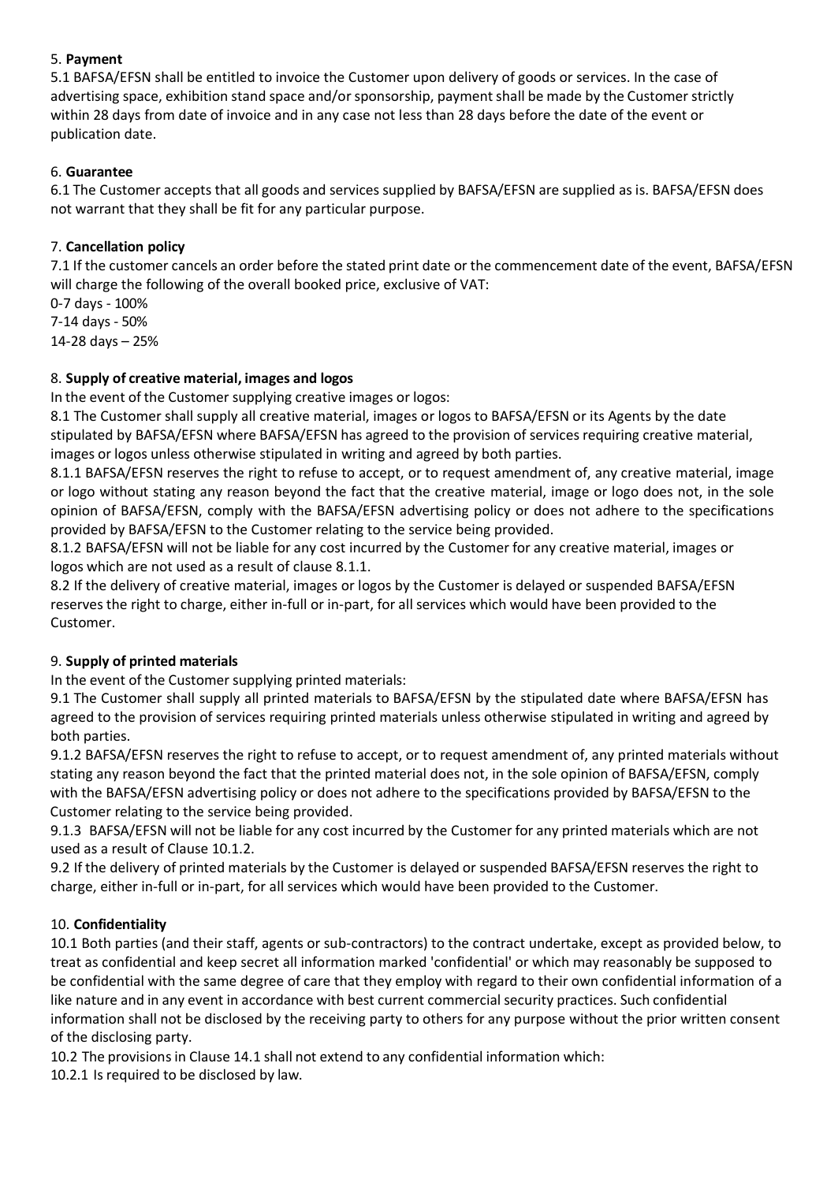5. **Payment**

5.1 BAFSA/EFSN shall be entitled to invoice the Customer upon delivery of goods or services. In the case of advertising space, exhibition stand space and/or sponsorship, payment shall be made by the Customer strictly within 28 days from date of invoice and in any case not less than 28 days before the date of the event or publication date.

6. **Guarantee**

6.1 The Customer accepts that all goods and services supplied by BAFSA/EFSN are supplied as is. BAFSA/EFSN does not warrant that they shall be fit for any particular purpose.

7. **Cancellation policy**

7.1 If the customer cancels an order before the stated print date or the commencement date of the event, BAFSA/EFSN will charge the following of the overall booked price, exclusive of VAT:

0-7 days - 100%
7-14 days - 50%
14-28 days – 25%

8. **Supply of creative material, images and logos**

In the event of the Customer supplying creative images or logos:

8.1 The Customer shall supply all creative material, images or logos to BAFSA/EFSN or its Agents by the date stipulated by BAFSA/EFSN where BAFSA/EFSN has agreed to the provision of services requiring creative material, images or logos unless otherwise stipulated in writing and agreed by both parties.

8.1.1 BAFSA/EFSN reserves the right to refuse to accept, or to request amendment of, any creative material, image or logo without stating any reason beyond the fact that the creative material, image or logo does not, in the sole opinion of BAFSA/EFSN, comply with the BAFSA/EFSN advertising policy or does not adhere to the specifications provided by BAFSA/EFSN to the Customer relating to the service being provided.

8.1.2 BAFSA/EFSN will not be liable for any cost incurred by the Customer for any creative material, images or logos which are not used as a result of clause 8.1.1.

8.2 If the delivery of creative material, images or logos by the Customer is delayed or suspended BAFSA/EFSN reserves the right to charge, either in-full or in-part, for all services which would have been provided to the Customer.

9. **Supply of printed materials**

In the event of the Customer supplying printed materials:

9.1 The Customer shall supply all printed materials to BAFSA/EFSN by the stipulated date where BAFSA/EFSN has agreed to the provision of services requiring printed materials unless otherwise stipulated in writing and agreed by both parties.

9.1.2 BAFSA/EFSN reserves the right to refuse to accept, or to request amendment of, any printed materials without stating any reason beyond the fact that the printed material does not, in the sole opinion of BAFSA/EFSN, comply with the BAFSA/EFSN advertising policy or does not adhere to the specifications provided by BAFSA/EFSN to the Customer relating to the service being provided.

9.1.3 BAFSA/EFSN will not be liable for any cost incurred by the Customer for any printed materials which are not used as a result of Clause 10.1.2.

9.2 If the delivery of printed materials by the Customer is delayed or suspended BAFSA/EFSN reserves the right to charge, either in-full or in-part, for all services which would have been provided to the Customer.

10. **Confidentiality**

10.1 Both parties (and their staff, agents or sub-contractors) to the contract undertake, except as provided below, to treat as confidential and keep secret all information marked 'confidential' or which may reasonably be supposed to be confidential with the same degree of care that they employ with regard to their own confidential information of a like nature and in any event in accordance with best current commercial security practices. Such confidential information shall not be disclosed by the receiving party to others for any purpose without the prior written consent of the disclosing party.

10.2 The provisions in Clause 14.1 shall not extend to any confidential information which:

10.2.1 Is required to be disclosed by law.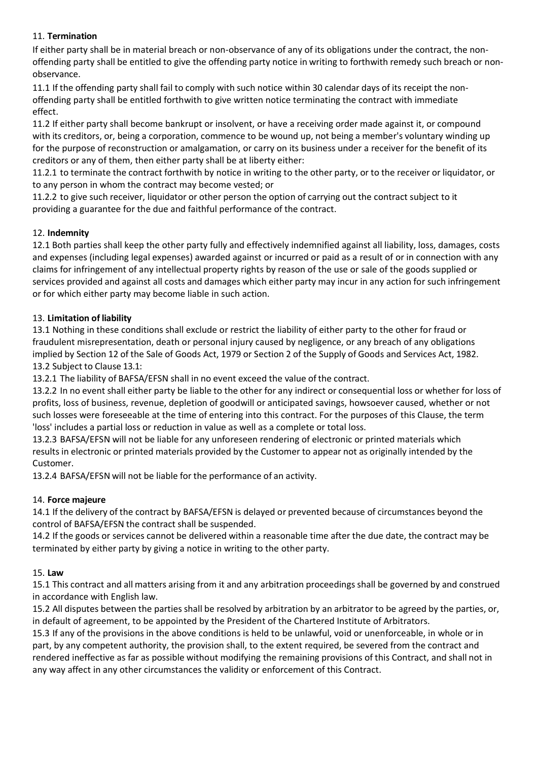11. **Termination**

If either party shall be in material breach or non-observance of any of its obligations under the contract, the non-offending party shall be entitled to give the offending party notice in writing to forthwith remedy such breach or non-observance.

11.1 If the offending party shall fail to comply with such notice within 30 calendar days of its receipt the non-offending party shall be entitled forthwith to give written notice terminating the contract with immediate effect.

11.2 If either party shall become bankrupt or insolvent, or have a receiving order made against it, or compound with its creditors, or, being a corporation, commence to be wound up, not being a member's voluntary winding up for the purpose of reconstruction or amalgamation, or carry on its business under a receiver for the benefit of its creditors or any of them, then either party shall be at liberty either:

11.2.1 to terminate the contract forthwith by notice in writing to the other party, or to the receiver or liquidator, or to any person in whom the contract may become vested; or

11.2.2 to give such receiver, liquidator or other person the option of carrying out the contract subject to it providing a guarantee for the due and faithful performance of the contract.

12. **Indemnity**

12.1 Both parties shall keep the other party fully and effectively indemnified against all liability, loss, damages, costs and expenses (including legal expenses) awarded against or incurred or paid as a result of or in connection with any claims for infringement of any intellectual property rights by reason of the use or sale of the goods supplied or services provided and against all costs and damages which either party may incur in any action for such infringement or for which either party may become liable in such action.

13. **Limitation of liability**

13.1 Nothing in these conditions shall exclude or restrict the liability of either party to the other for fraud or fraudulent misrepresentation, death or personal injury caused by negligence, or any breach of any obligations implied by Section 12 of the Sale of Goods Act, 1979 or Section 2 of the Supply of Goods and Services Act, 1982.

13.2 Subject to Clause 13.1:

13.2.1 The liability of BAFSA/EFSN shall in no event exceed the value of the contract.

13.2.2 In no event shall either party be liable to the other for any indirect or consequential loss or whether for loss of profits, loss of business, revenue, depletion of goodwill or anticipated savings, howsoever caused, whether or not such losses were foreseeable at the time of entering into this contract. For the purposes of this Clause, the term 'loss' includes a partial loss or reduction in value as well as a complete or total loss.

13.2.3 BAFSA/EFSN will not be liable for any unforeseen rendering of electronic or printed materials which results in electronic or printed materials provided by the Customer to appear not as originally intended by the Customer.

13.2.4 BAFSA/EFSN will not be liable for the performance of an activity.

14. **Force majeure**

14.1 If the delivery of the contract by BAFSA/EFSN is delayed or prevented because of circumstances beyond the control of BAFSA/EFSN the contract shall be suspended.

14.2 If the goods or services cannot be delivered within a reasonable time after the due date, the contract may be terminated by either party by giving a notice in writing to the other party.

15. **Law**

15.1 This contract and all matters arising from it and any arbitration proceedings shall be governed by and construed in accordance with English law.

15.2 All disputes between the parties shall be resolved by arbitration by an arbitrator to be agreed by the parties, or, in default of agreement, to be appointed by the President of the Chartered Institute of Arbitrators.

15.3 If any of the provisions in the above conditions is held to be unlawful, void or unenforceable, in whole or in part, by any competent authority, the provision shall, to the extent required, be severed from the contract and rendered ineffective as far as possible without modifying the remaining provisions of this Contract, and shall not in any way affect in any other circumstances the validity or enforcement of this Contract.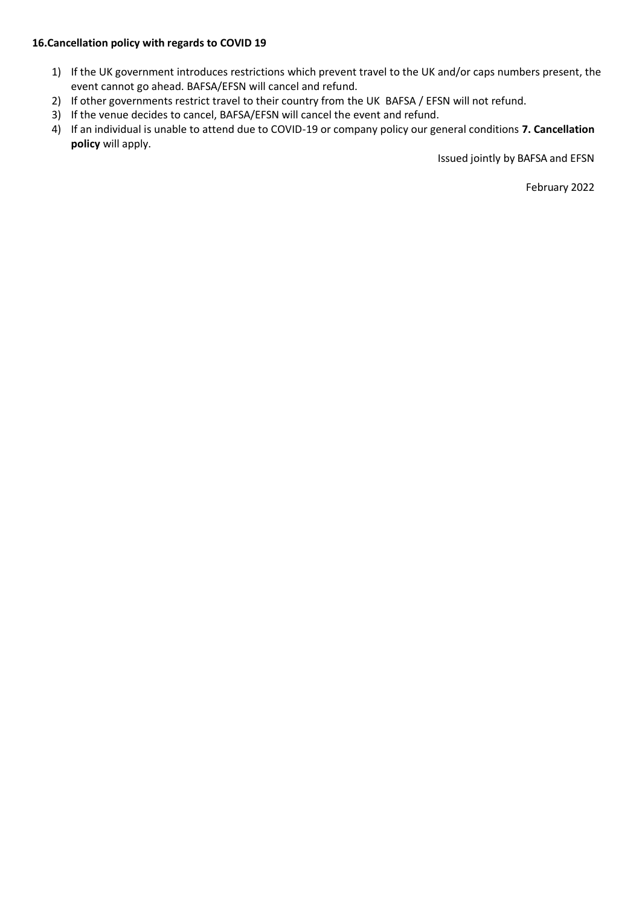**16.Cancellation policy with regards to COVID 19**

1) If the UK government introduces restrictions which prevent travel to the UK and/or caps numbers present, the event cannot go ahead. BAFSA/EFSN will cancel and refund.
2) If other governments restrict travel to their country from the UK BAFSA / EFSN will not refund.
3) If the venue decides to cancel, BAFSA/EFSN will cancel the event and refund.
4) If an individual is unable to attend due to COVID-19 or company policy our general conditions **7. Cancellation policy** will apply.

Issued jointly by BAFSA and EFSN

February 2022